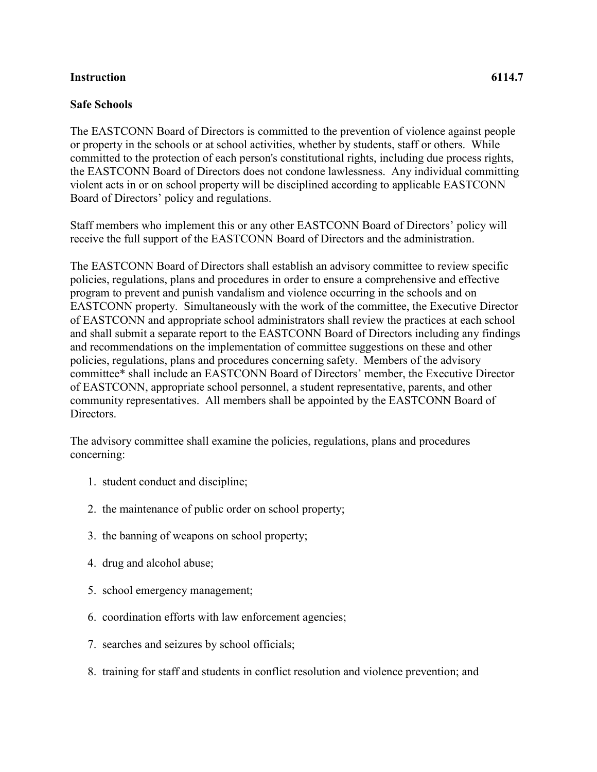**Instruction** **6114.7**

**Safe Schools**

The EASTCONN Board of Directors is committed to the prevention of violence against people or property in the schools or at school activities, whether by students, staff or others. While committed to the protection of each person's constitutional rights, including due process rights, the EASTCONN Board of Directors does not condone lawlessness. Any individual committing violent acts in or on school property will be disciplined according to applicable EASTCONN Board of Directors' policy and regulations.

Staff members who implement this or any other EASTCONN Board of Directors' policy will receive the full support of the EASTCONN Board of Directors and the administration.

The EASTCONN Board of Directors shall establish an advisory committee to review specific policies, regulations, plans and procedures in order to ensure a comprehensive and effective program to prevent and punish vandalism and violence occurring in the schools and on EASTCONN property. Simultaneously with the work of the committee, the Executive Director of EASTCONN and appropriate school administrators shall review the practices at each school and shall submit a separate report to the EASTCONN Board of Directors including any findings and recommendations on the implementation of committee suggestions on these and other policies, regulations, plans and procedures concerning safety. Members of the advisory committee* shall include an EASTCONN Board of Directors' member, the Executive Director of EASTCONN, appropriate school personnel, a student representative, parents, and other community representatives. All members shall be appointed by the EASTCONN Board of Directors.

The advisory committee shall examine the policies, regulations, plans and procedures concerning:

1. student conduct and discipline;
2. the maintenance of public order on school property;
3. the banning of weapons on school property;
4. drug and alcohol abuse;
5. school emergency management;
6. coordination efforts with law enforcement agencies;
7. searches and seizures by school officials;
8. training for staff and students in conflict resolution and violence prevention; and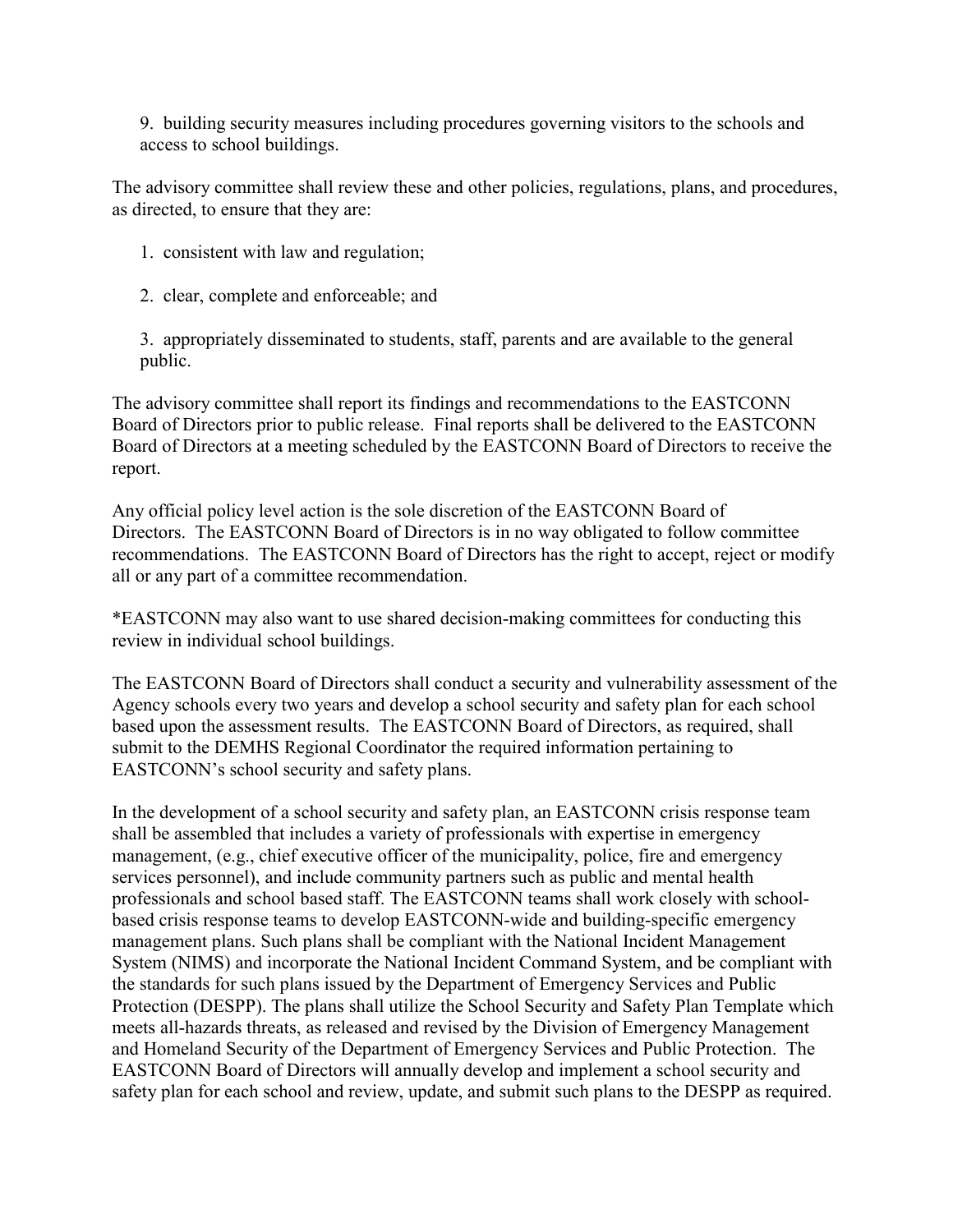9. building security measures including procedures governing visitors to the schools and access to school buildings.

The advisory committee shall review these and other policies, regulations, plans, and procedures, as directed, to ensure that they are:

1. consistent with law and regulation;

2. clear, complete and enforceable; and

3. appropriately disseminated to students, staff, parents and are available to the general public.

The advisory committee shall report its findings and recommendations to the EASTCONN Board of Directors prior to public release. Final reports shall be delivered to the EASTCONN Board of Directors at a meeting scheduled by the EASTCONN Board of Directors to receive the report.

Any official policy level action is the sole discretion of the EASTCONN Board of Directors. The EASTCONN Board of Directors is in no way obligated to follow committee recommendations. The EASTCONN Board of Directors has the right to accept, reject or modify all or any part of a committee recommendation.

*EASTCONN may also want to use shared decision-making committees for conducting this review in individual school buildings.

The EASTCONN Board of Directors shall conduct a security and vulnerability assessment of the Agency schools every two years and develop a school security and safety plan for each school based upon the assessment results. The EASTCONN Board of Directors, as required, shall submit to the DEMHS Regional Coordinator the required information pertaining to EASTCONN's school security and safety plans.

In the development of a school security and safety plan, an EASTCONN crisis response team shall be assembled that includes a variety of professionals with expertise in emergency management, (e.g., chief executive officer of the municipality, police, fire and emergency services personnel), and include community partners such as public and mental health professionals and school based staff. The EASTCONN teams shall work closely with school-based crisis response teams to develop EASTCONN-wide and building-specific emergency management plans. Such plans shall be compliant with the National Incident Management System (NIMS) and incorporate the National Incident Command System, and be compliant with the standards for such plans issued by the Department of Emergency Services and Public Protection (DESPP). The plans shall utilize the School Security and Safety Plan Template which meets all-hazards threats, as released and revised by the Division of Emergency Management and Homeland Security of the Department of Emergency Services and Public Protection. The EASTCONN Board of Directors will annually develop and implement a school security and safety plan for each school and review, update, and submit such plans to the DESPP as required.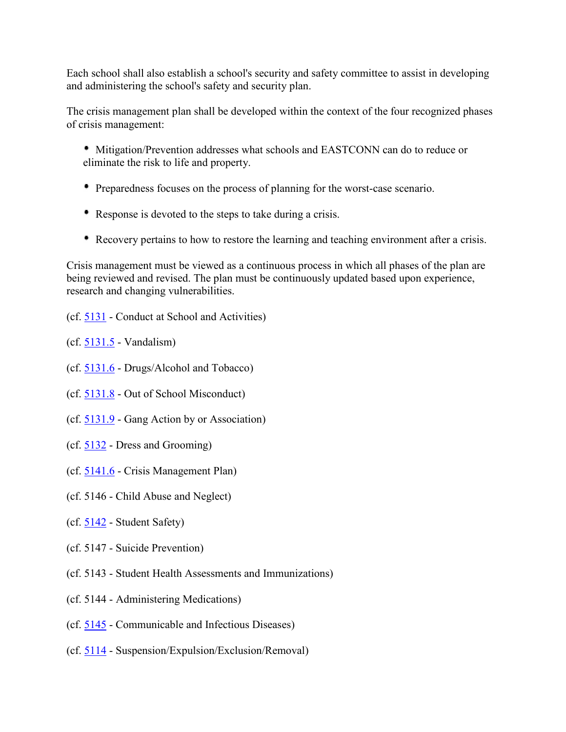Each school shall also establish a school's security and safety committee to assist in developing and administering the school's safety and security plan.

The crisis management plan shall be developed within the context of the four recognized phases of crisis management:

- Mitigation/Prevention addresses what schools and EASTCONN can do to reduce or eliminate the risk to life and property.
- Preparedness focuses on the process of planning for the worst-case scenario.
- Response is devoted to the steps to take during a crisis.
- Recovery pertains to how to restore the learning and teaching environment after a crisis.

Crisis management must be viewed as a continuous process in which all phases of the plan are being reviewed and revised. The plan must be continuously updated based upon experience, research and changing vulnerabilities.

(cf. 5131 - Conduct at School and Activities)

(cf. 5131.5 - Vandalism)

(cf. 5131.6 - Drugs/Alcohol and Tobacco)

(cf. 5131.8 - Out of School Misconduct)

(cf. 5131.9 - Gang Action by or Association)

(cf. 5132 - Dress and Grooming)

(cf. 5141.6 - Crisis Management Plan)

(cf. 5146 - Child Abuse and Neglect)

(cf. 5142 - Student Safety)

(cf. 5147 - Suicide Prevention)

(cf. 5143 - Student Health Assessments and Immunizations)

(cf. 5144 - Administering Medications)

(cf. 5145 - Communicable and Infectious Diseases)

(cf. 5114 - Suspension/Expulsion/Exclusion/Removal)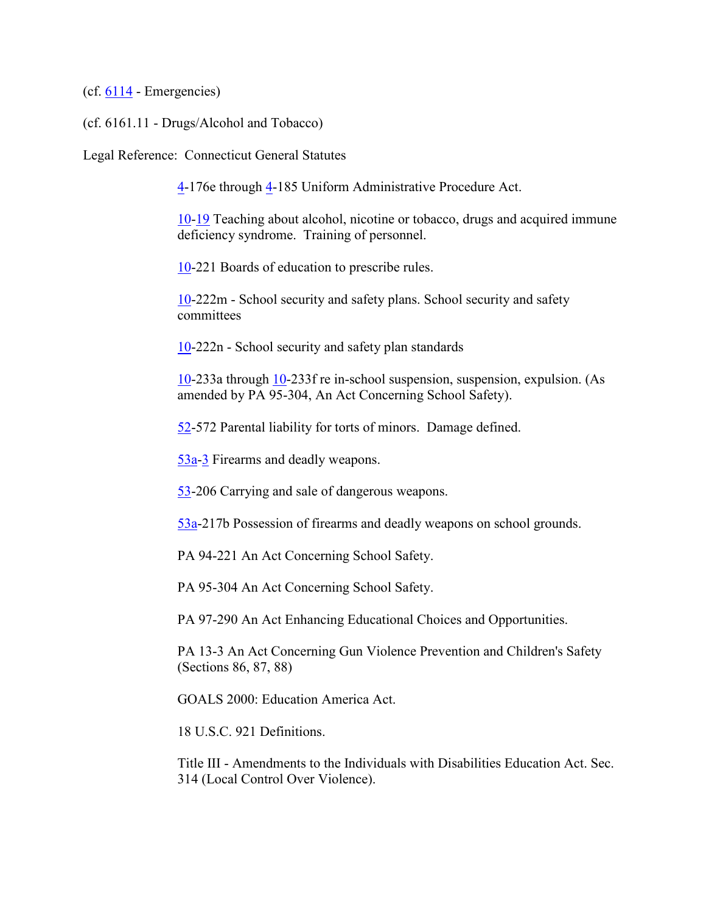(cf. 6114 - Emergencies)

(cf. 6161.11 - Drugs/Alcohol and Tobacco)

Legal Reference: Connecticut General Statutes

4-176e through 4-185 Uniform Administrative Procedure Act.

10-19 Teaching about alcohol, nicotine or tobacco, drugs and acquired immune deficiency syndrome. Training of personnel.

10-221 Boards of education to prescribe rules.

10-222m - School security and safety plans. School security and safety committees

10-222n - School security and safety plan standards

10-233a through 10-233f re in-school suspension, suspension, expulsion. (As amended by PA 95-304, An Act Concerning School Safety).

52-572 Parental liability for torts of minors. Damage defined.

53a-3 Firearms and deadly weapons.

53-206 Carrying and sale of dangerous weapons.

53a-217b Possession of firearms and deadly weapons on school grounds.

PA 94-221 An Act Concerning School Safety.

PA 95-304 An Act Concerning School Safety.

PA 97-290 An Act Enhancing Educational Choices and Opportunities.

PA 13-3 An Act Concerning Gun Violence Prevention and Children's Safety (Sections 86, 87, 88)

GOALS 2000: Education America Act.

18 U.S.C. 921 Definitions.

Title III - Amendments to the Individuals with Disabilities Education Act. Sec. 314 (Local Control Over Violence).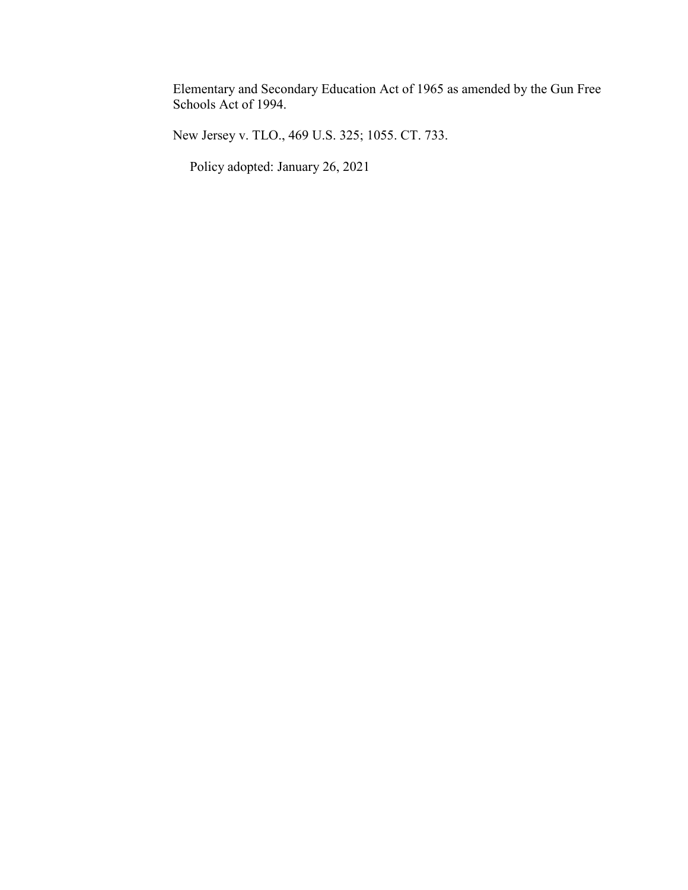Elementary and Secondary Education Act of 1965 as amended by the Gun Free Schools Act of 1994.

New Jersey v. TLO., 469 U.S. 325; 1055. CT. 733.

Policy adopted: January 26, 2021